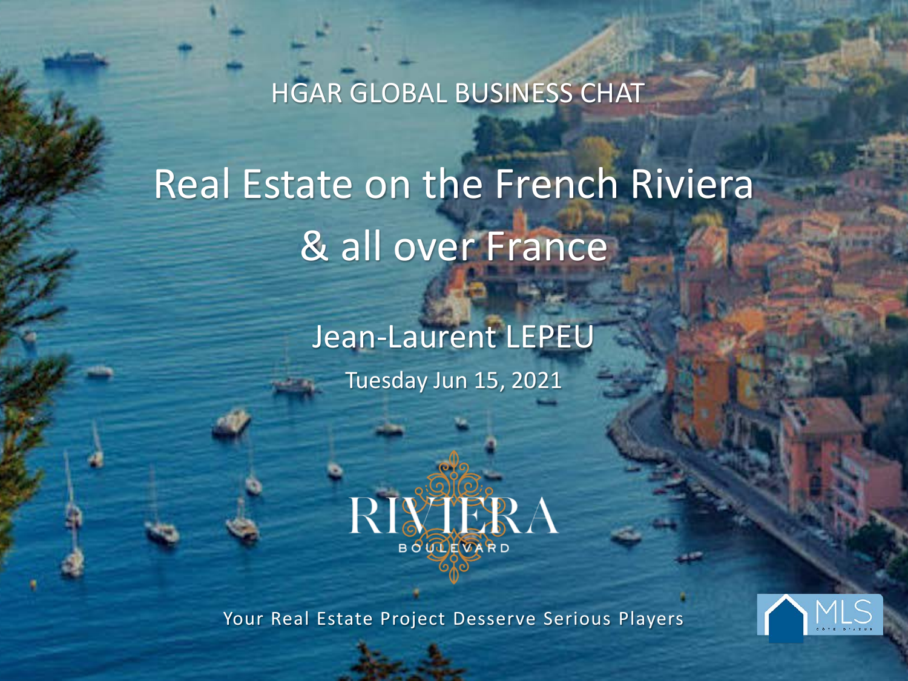HGAR GLOBAL BUSINESS CHAT

# Real Estate on the French Riviera & all over France

## Jean-Laurent LEPEU

Tuesday Jun 15, 2021

RIVIERA BOULEVARD

Your Real Estate Project Desserve Serious Players

MLS CÔTE D'AZUR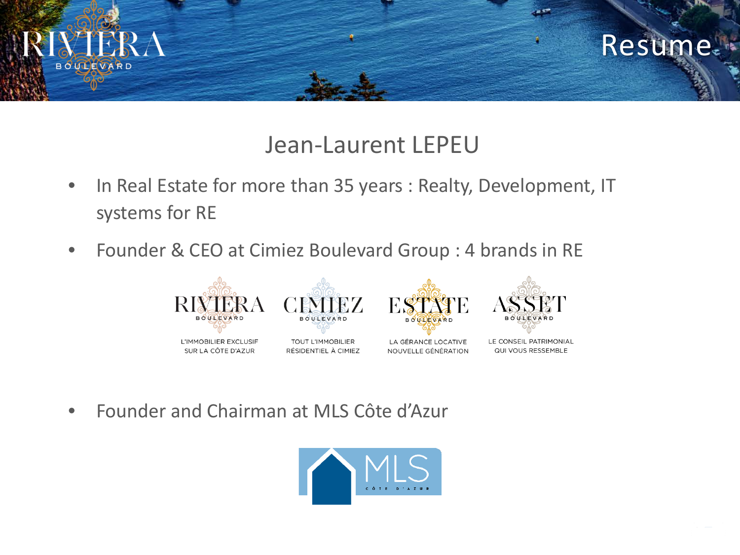# Resume

## Jean-Laurent LEPEU

- In Real Estate for more than 35 years : Realty, Development, IT systems for RE
- Founder & CEO at Cimiez Boulevard Group : 4 brands in RE

RIVIERA BOULEVARD — L'IMMOBILIER EXCLUSIF SUR LA CÔTE D'AZUR

CIMIEZ BOULEVARD — TOUT L'IMMOBILIER RÉSIDENTIEL À CIMIEZ

ESTATE BOULEVARD — LA GÉRANCE LOCATIVE NOUVELLE GÉNÉRATION

ASSET BOULEVARD — LE CONSEIL PATRIMONIAL QUI VOUS RESSEMBLE

- Founder and Chairman at MLS Côte d'Azur

MLS CÔTE D'AZUR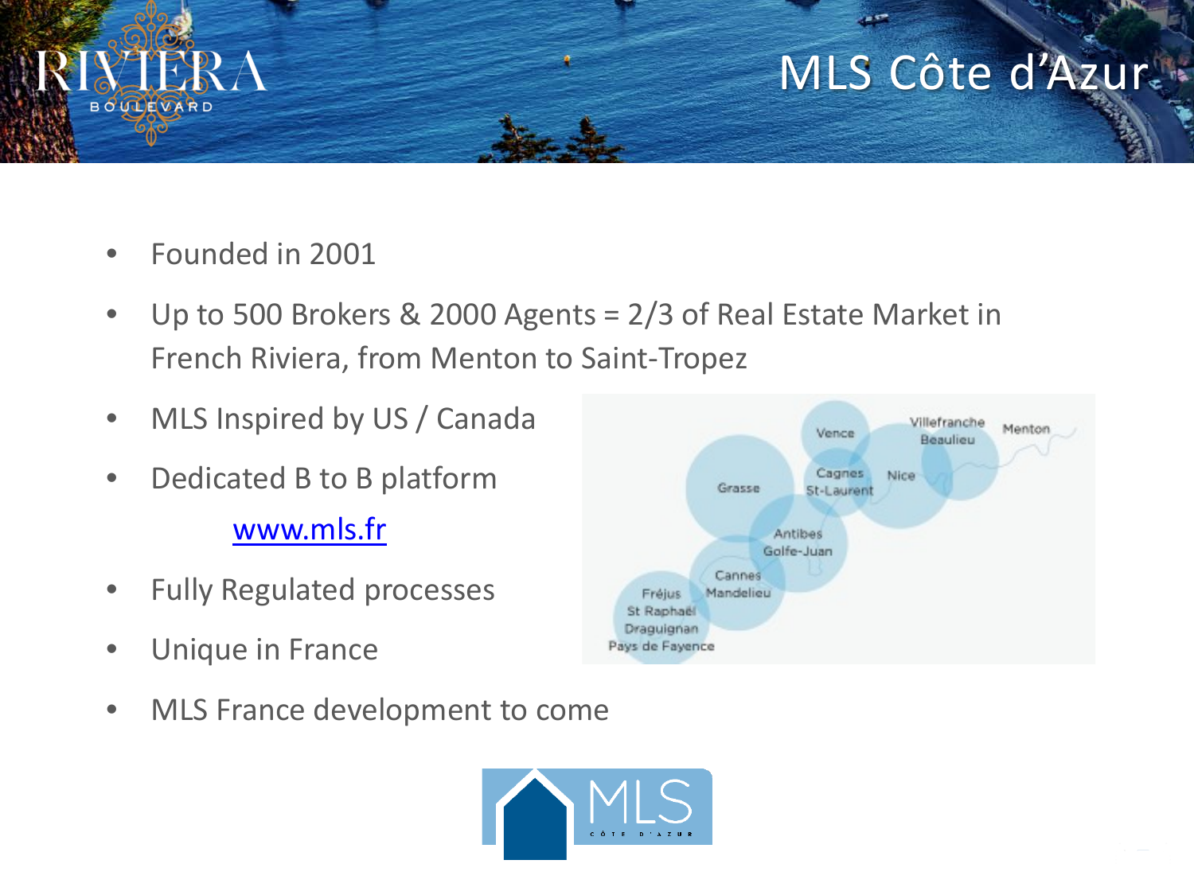# MLS Côte d'Azur

- Founded in 2001
- Up to 500 Brokers & 2000 Agents = 2/3 of Real Estate Market in French Riviera, from Menton to Saint-Tropez
- MLS Inspired by US / Canada
- Dedicated B to B platform

  www.mls.fr
- Fully Regulated processes
- Unique in France
- MLS France development to come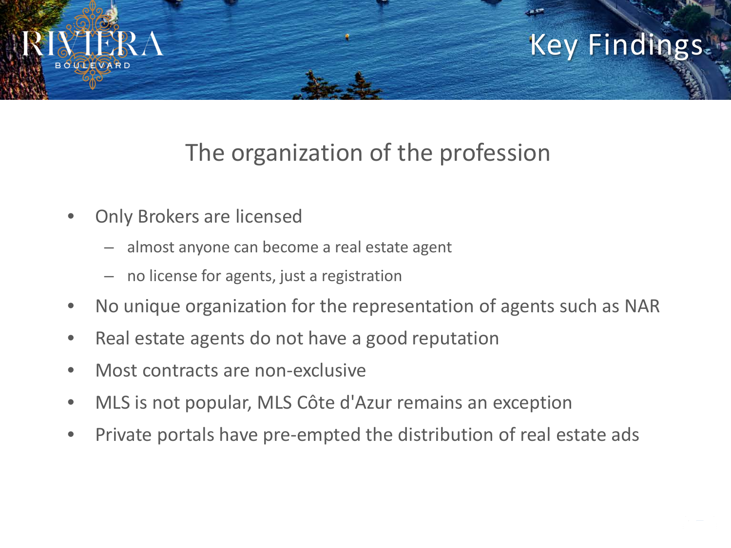# Key Findings

## The organization of the profession

- Only Brokers are licensed
  - almost anyone can become a real estate agent
  - no license for agents, just a registration
- No unique organization for the representation of agents such as NAR
- Real estate agents do not have a good reputation
- Most contracts are non-exclusive
- MLS is not popular, MLS Côte d'Azur remains an exception
- Private portals have pre-empted the distribution of real estate ads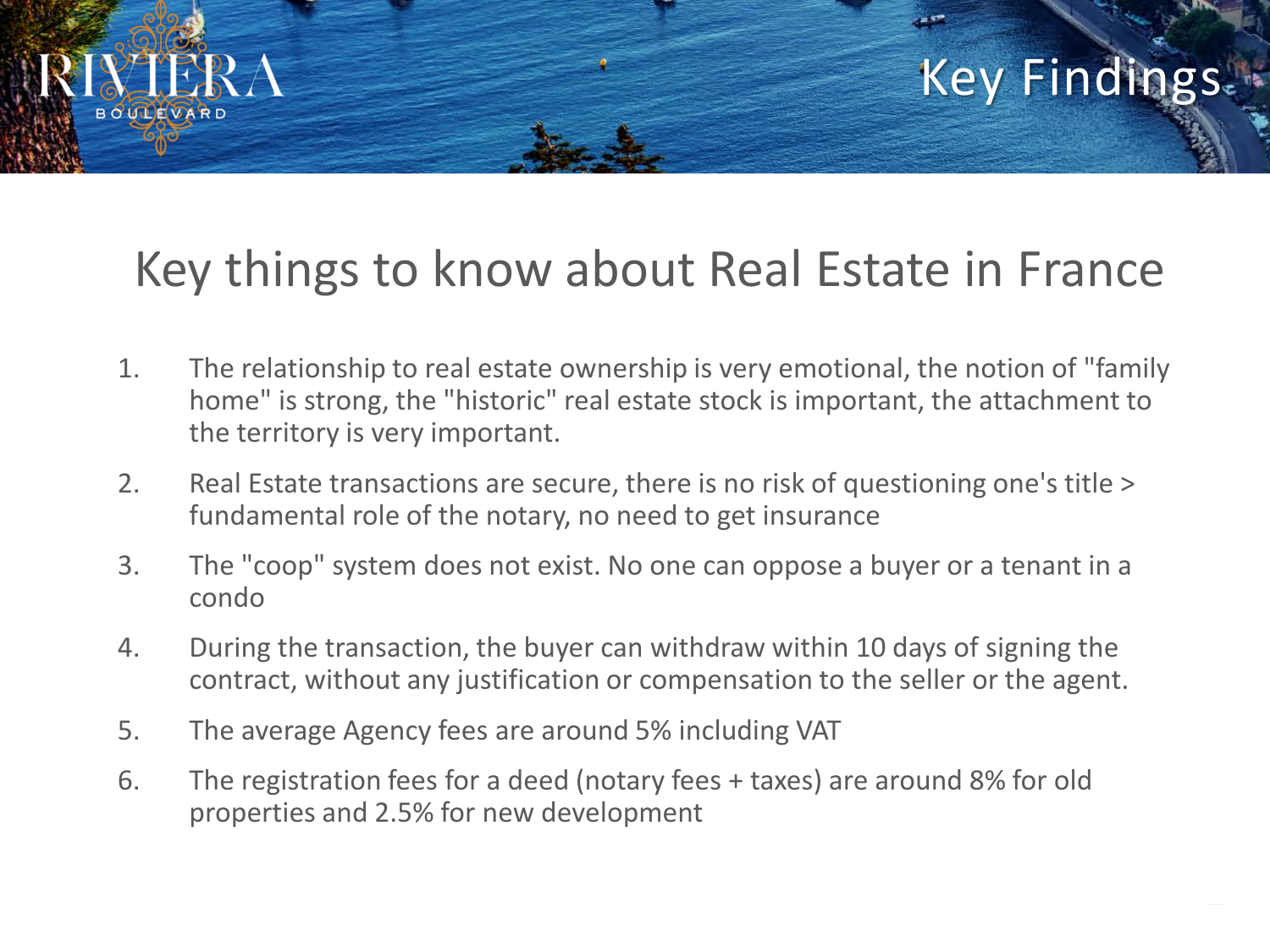# Key Findings

## Key things to know about Real Estate in France

1. The relationship to real estate ownership is very emotional, the notion of "family home" is strong, the "historic" real estate stock is important, the attachment to the territory is very important.
2. Real Estate transactions are secure, there is no risk of questioning one's title > fundamental role of the notary, no need to get insurance
3. The "coop" system does not exist. No one can oppose a buyer or a tenant in a condo
4. During the transaction, the buyer can withdraw within 10 days of signing the contract, without any justification or compensation to the seller or the agent.
5. The average Agency fees are around 5% including VAT
6. The registration fees for a deed (notary fees + taxes) are around 8% for old properties and 2.5% for new development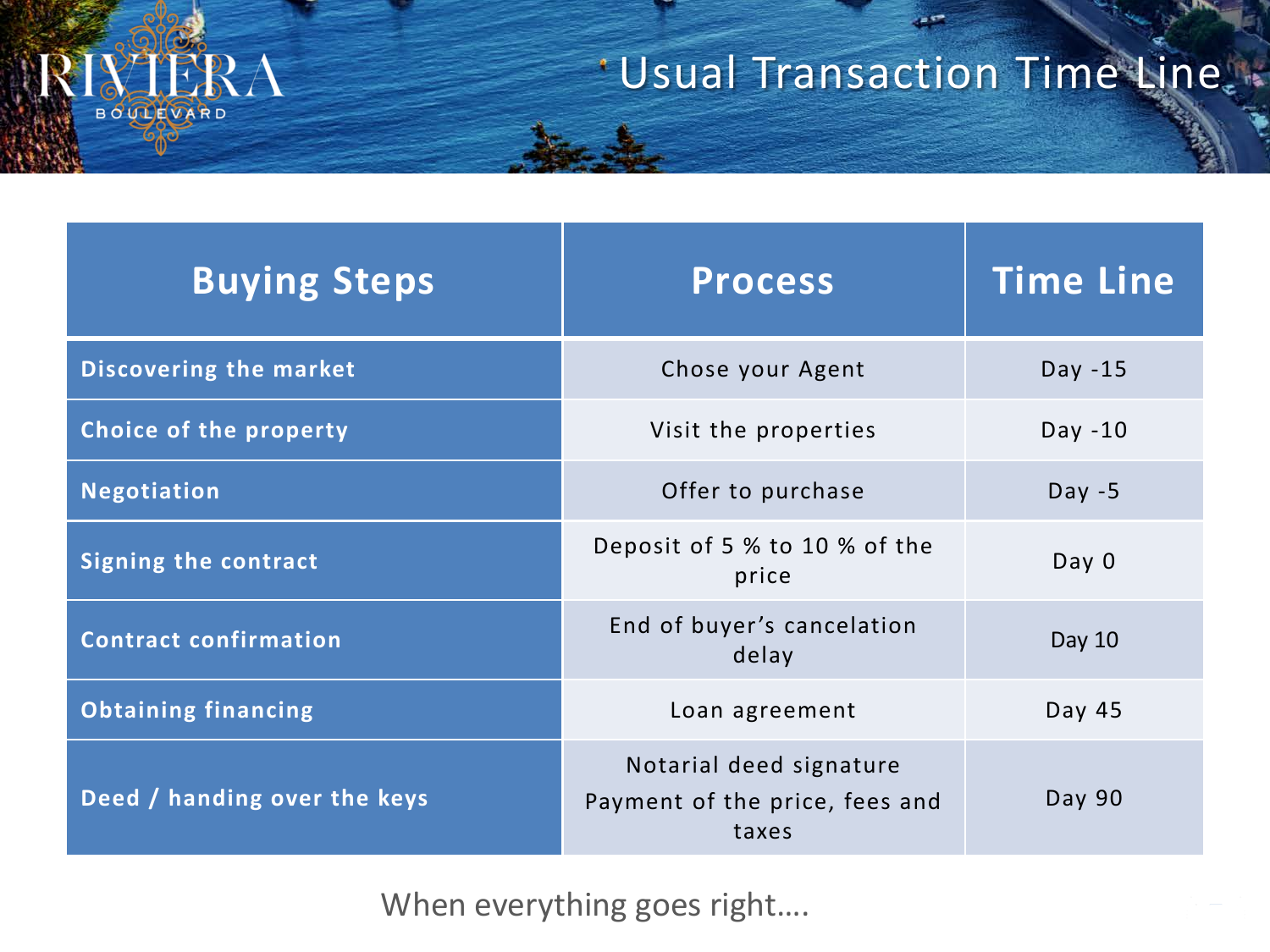# Usual Transaction Time Line

| Buying Steps | Process | Time Line |
| --- | --- | --- |
| **Discovering the market** | Chose your Agent | Day -15 |
| **Choice of the property** | Visit the properties | Day -10 |
| **Negotiation** | Offer to purchase | Day -5 |
| **Signing the contract** | Deposit of 5 % to 10 % of the price | Day 0 |
| **Contract confirmation** | End of buyer's cancelation delay | Day 10 |
| **Obtaining financing** | Loan agreement | Day 45 |
| **Deed / handing over the keys** | Notarial deed signature<br>Payment of the price, fees and taxes | Day 90 |

When everything goes right….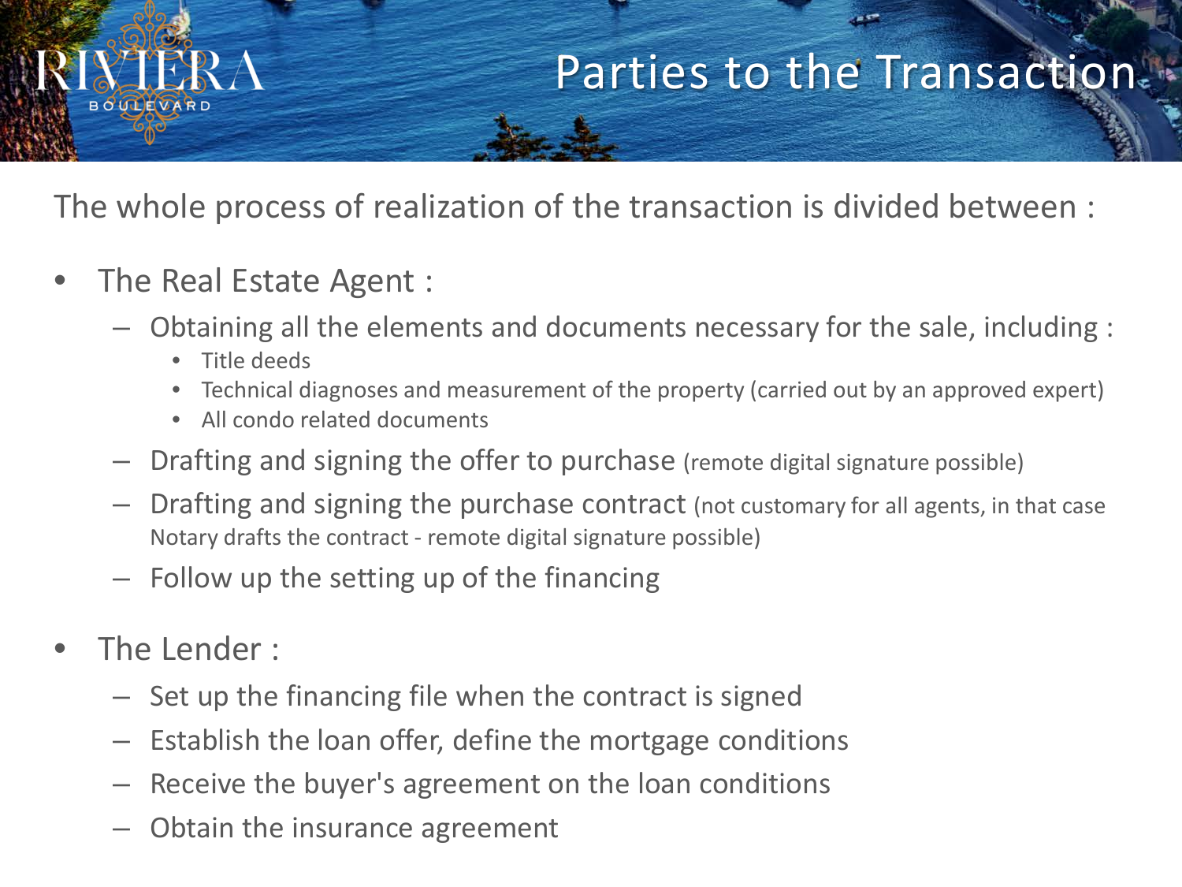# Parties to the Transaction

The whole process of realization of the transaction is divided between :

- The Real Estate Agent :
  - Obtaining all the elements and documents necessary for the sale, including :
    - Title deeds
    - Technical diagnoses and measurement of the property (carried out by an approved expert)
    - All condo related documents
  - Drafting and signing the offer to purchase (remote digital signature possible)
  - Drafting and signing the purchase contract (not customary for all agents, in that case Notary drafts the contract - remote digital signature possible)
  - Follow up the setting up of the financing
- The Lender :
  - Set up the financing file when the contract is signed
  - Establish the loan offer, define the mortgage conditions
  - Receive the buyer's agreement on the loan conditions
  - Obtain the insurance agreement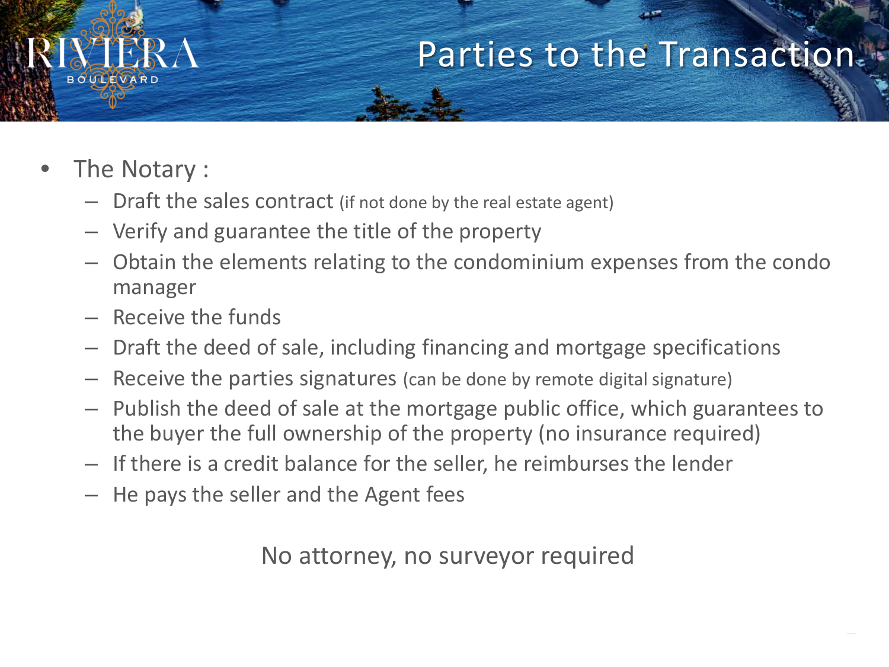# Parties to the Transaction

- The Notary :
  - Draft the sales contract (if not done by the real estate agent)
  - Verify and guarantee the title of the property
  - Obtain the elements relating to the condominium expenses from the condo manager
  - Receive the funds
  - Draft the deed of sale, including financing and mortgage specifications
  - Receive the parties signatures (can be done by remote digital signature)
  - Publish the deed of sale at the mortgage public office, which guarantees to the buyer the full ownership of the property (no insurance required)
  - If there is a credit balance for the seller, he reimburses the lender
  - He pays the seller and the Agent fees

No attorney, no surveyor required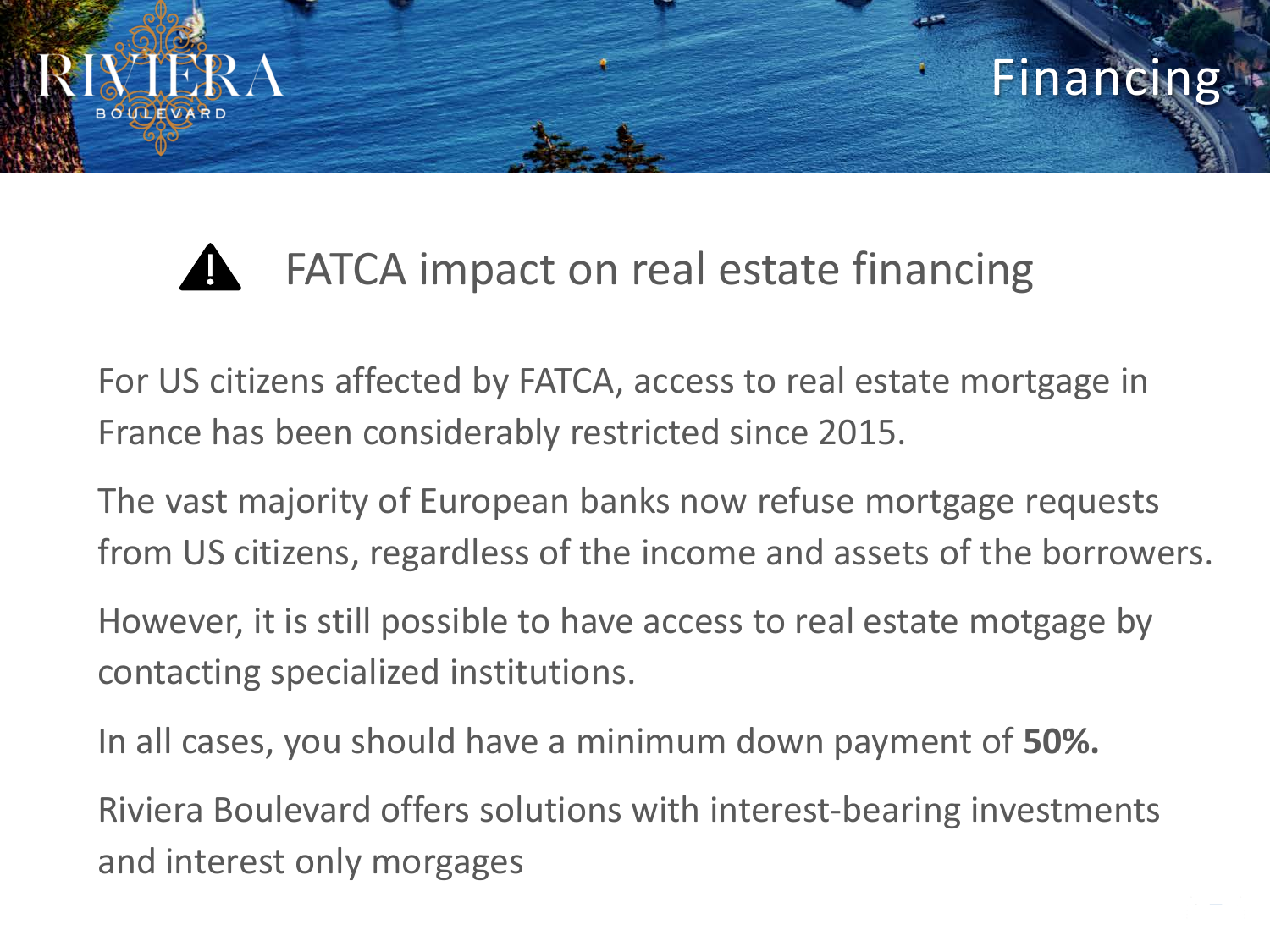# Financing

## ⚠ FATCA impact on real estate financing

For US citizens affected by FATCA, access to real estate mortgage in France has been considerably restricted since 2015.

The vast majority of European banks now refuse mortgage requests from US citizens, regardless of the income and assets of the borrowers.

However, it is still possible to have access to real estate motgage by contacting specialized institutions.

In all cases, you should have a minimum down payment of **50%.**

Riviera Boulevard offers solutions with interest-bearing investments and interest only morgages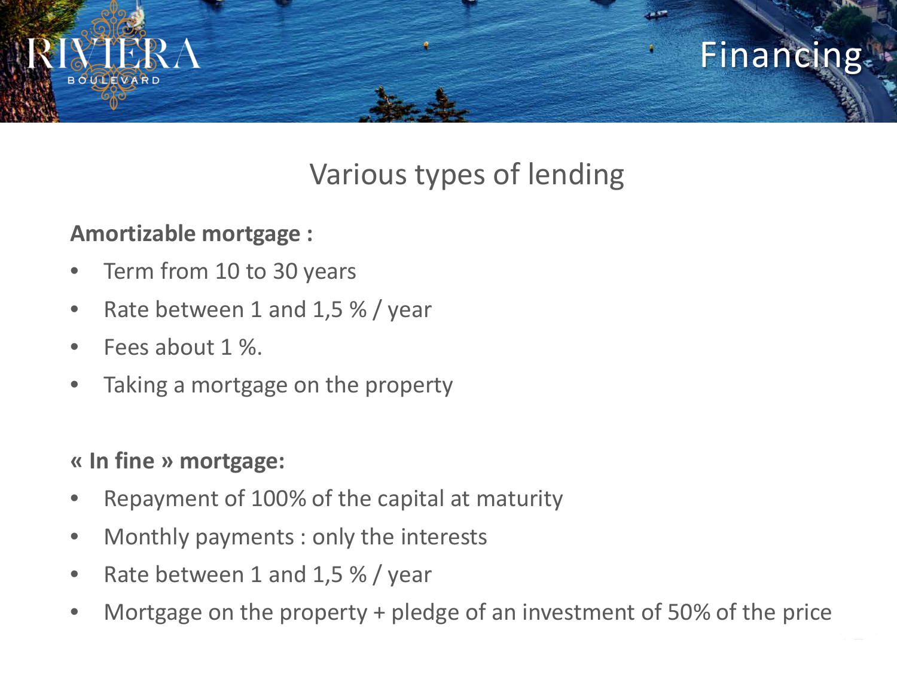# Financing

## Various types of lending

**Amortizable mortgage :**

- Term from 10 to 30 years
- Rate between 1 and 1,5 % / year
- Fees about 1 %.
- Taking a mortgage on the property

**« In fine » mortgage:**

- Repayment of 100% of the capital at maturity
- Monthly payments : only the interests
- Rate between 1 and 1,5 % / year
- Mortgage on the property + pledge of an investment of 50% of the price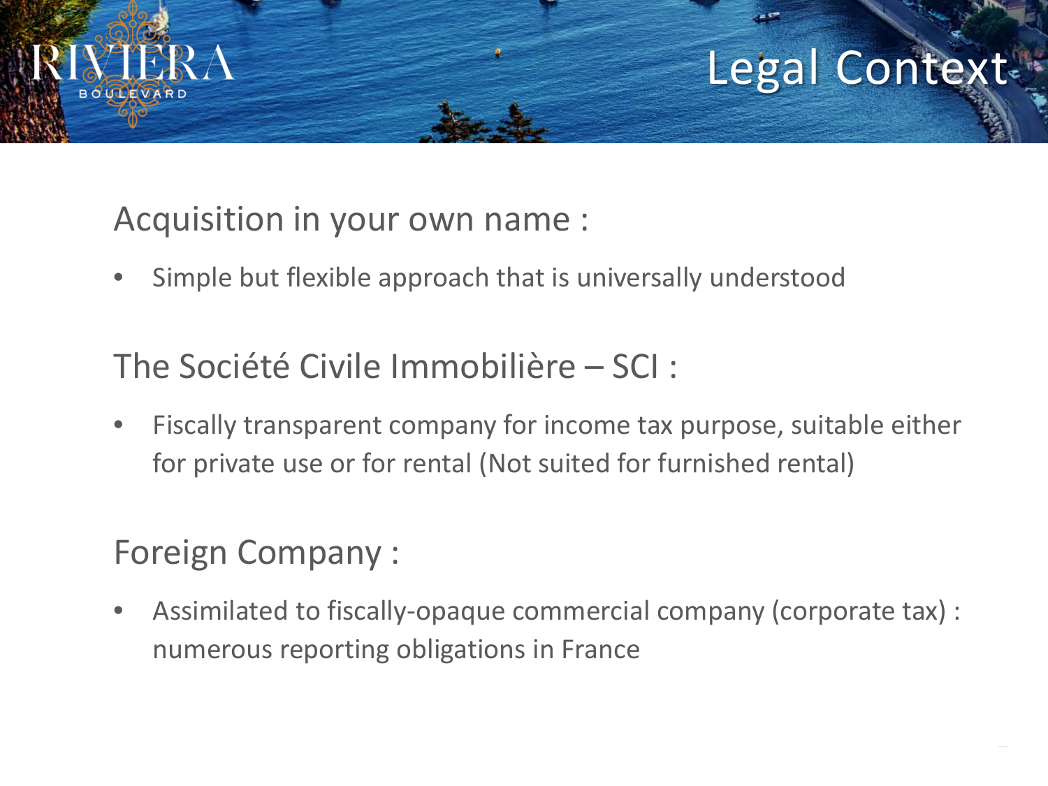# Legal Context

## Acquisition in your own name :

- Simple but flexible approach that is universally understood

## The Société Civile Immobilière – SCI :

- Fiscally transparent company for income tax purpose, suitable either for private use or for rental (Not suited for furnished rental)

## Foreign Company :

- Assimilated to fiscally-opaque commercial company (corporate tax) : numerous reporting obligations in France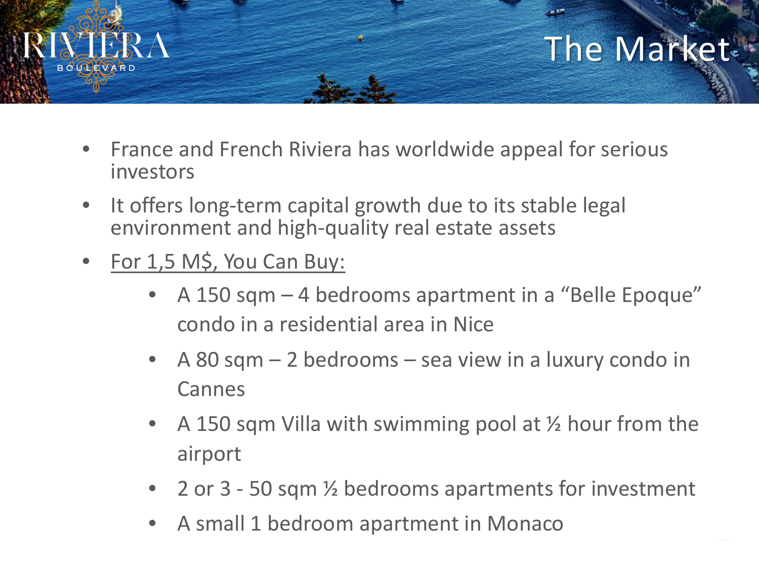RIVIERA
BOULEVARD

# The Market

- France and French Riviera has worldwide appeal for serious investors
- It offers long-term capital growth due to its stable legal environment and high-quality real estate assets
- For 1,5 M$, You Can Buy:
  - A 150 sqm – 4 bedrooms apartment in a "Belle Epoque" condo in a residential area in Nice
  - A 80 sqm – 2 bedrooms – sea view in a luxury condo in Cannes
  - A 150 sqm Villa with swimming pool at ½ hour from the airport
  - 2 or 3 - 50 sqm ½ bedrooms apartments for investment
  - A small 1 bedroom apartment in Monaco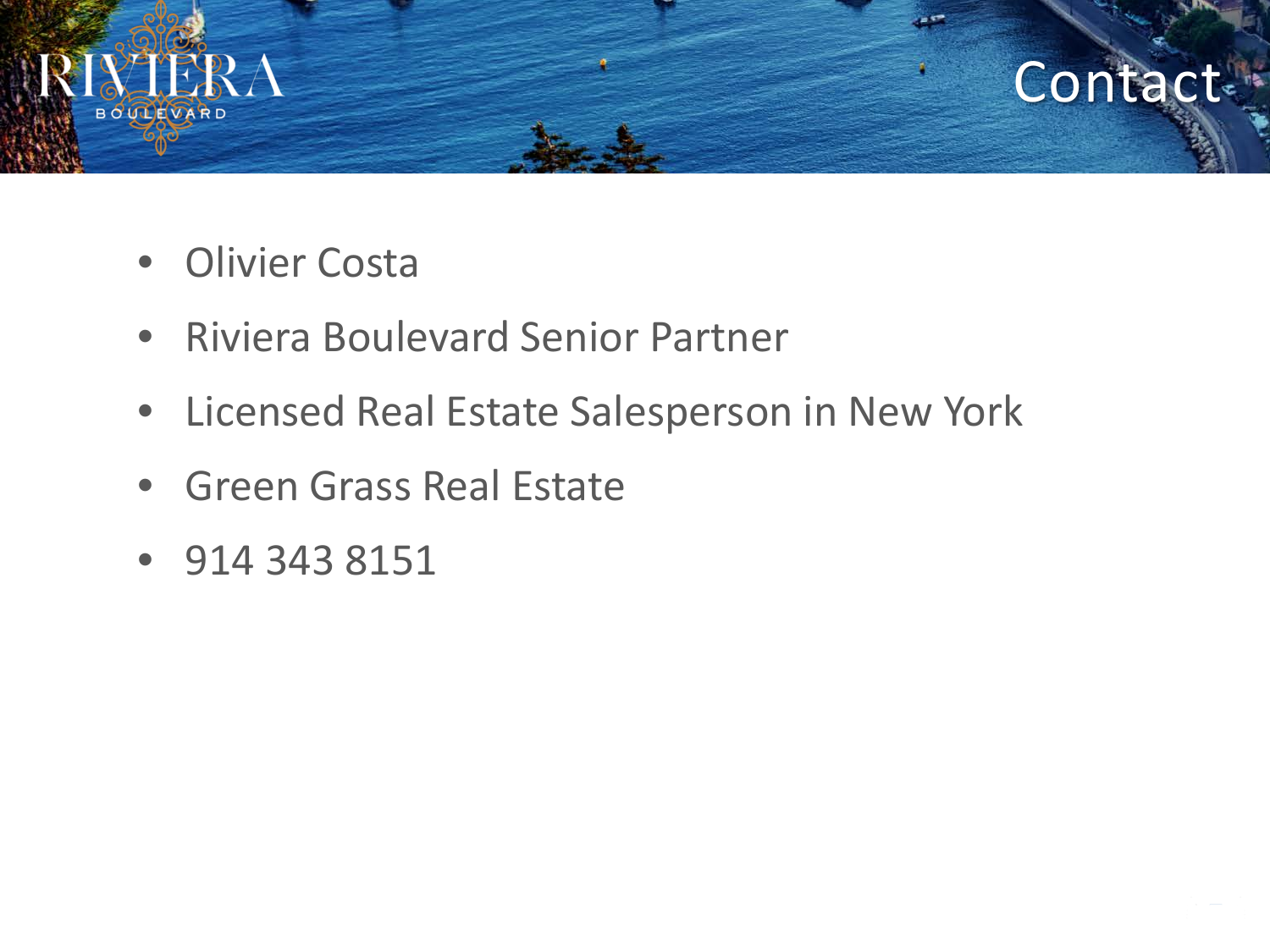# Contact

- Olivier Costa
- Riviera Boulevard Senior Partner
- Licensed Real Estate Salesperson in New York
- Green Grass Real Estate
- 914 343 8151